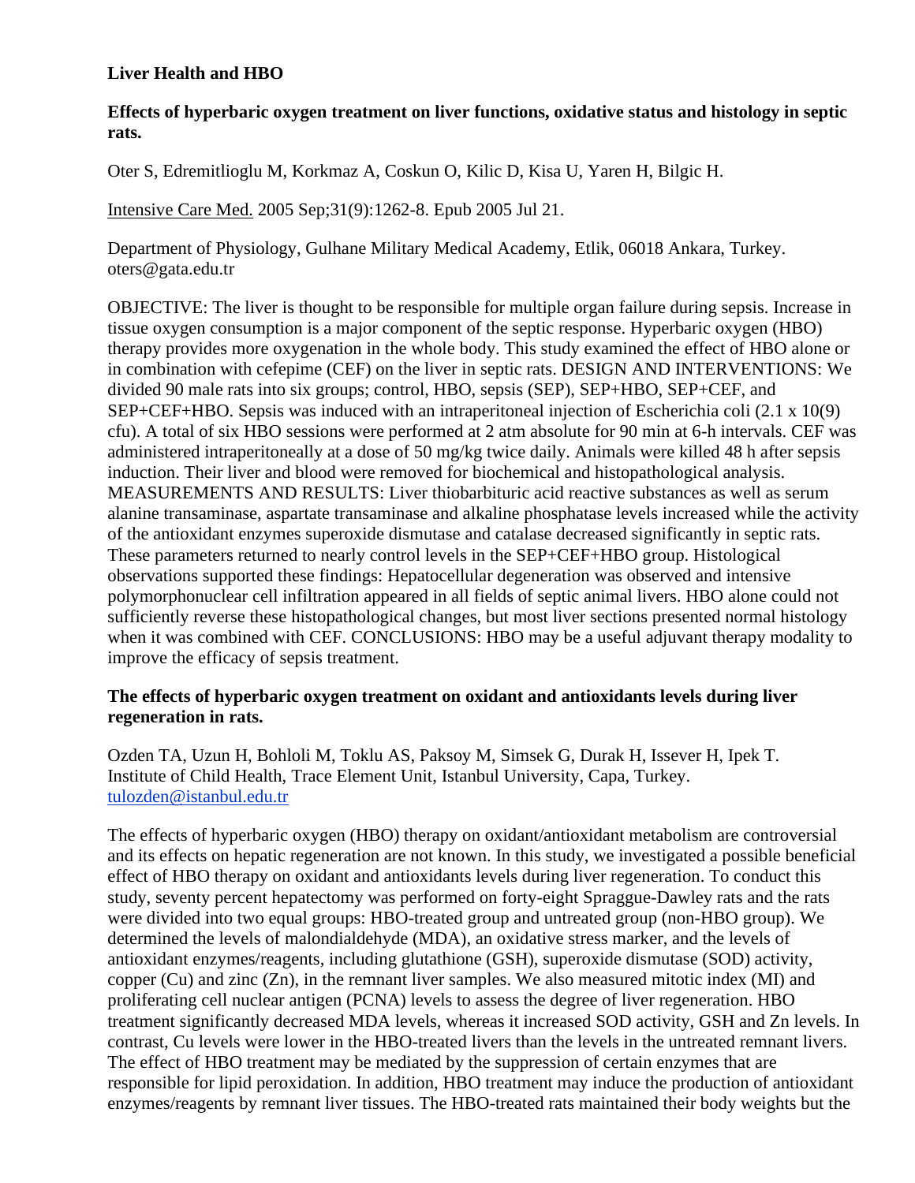## Liver Health and HBO

### Effects of hyperbaric oxygen treatment on liver functions, oxidative status and histology in septic rats.

Oter S, Edremitlioglu M, Korkmaz A, Coskun O, Kilic D, Kisa U, Yaren H, Bilgic H.

Intensive Care Med. 2005 Sep;31(9):1262-8. Epub 2005 Jul 21.

Department of Physiology, Gulhane Military Medical Academy, Etlik, 06018 Ankara, Turkey. oters@gata.edu.tr

OBJECTIVE: The liver is thought to be responsible for multiple organ failure during sepsis. Increase in tissue oxygen consumption is a major component of the septic response. Hyperbaric oxygen (HBO) therapy provides more oxygenation in the whole body. This study examined the effect of HBO alone or in combination with cefepime (CEF) on the liver in septic rats. DESIGN AND INTERVENTIONS: We divided 90 male rats into six groups; control, HBO, sepsis (SEP), SEP+HBO, SEP+CEF, and SEP+CEF+HBO. Sepsis was induced with an intraperitoneal injection of Escherichia coli (2.1 x 10(9) cfu). A total of six HBO sessions were performed at 2 atm absolute for 90 min at 6-h intervals. CEF was administered intraperitoneally at a dose of 50 mg/kg twice daily. Animals were killed 48 h after sepsis induction. Their liver and blood were removed for biochemical and histopathological analysis. MEASUREMENTS AND RESULTS: Liver thiobarbituric acid reactive substances as well as serum alanine transaminase, aspartate transaminase and alkaline phosphatase levels increased while the activity of the antioxidant enzymes superoxide dismutase and catalase decreased significantly in septic rats. These parameters returned to nearly control levels in the SEP+CEF+HBO group. Histological observations supported these findings: Hepatocellular degeneration was observed and intensive polymorphonuclear cell infiltration appeared in all fields of septic animal livers. HBO alone could not sufficiently reverse these histopathological changes, but most liver sections presented normal histology when it was combined with CEF. CONCLUSIONS: HBO may be a useful adjuvant therapy modality to improve the efficacy of sepsis treatment.

### The effects of hyperbaric oxygen treatment on oxidant and antioxidants levels during liver regeneration in rats.

Ozden TA, Uzun H, Bohloli M, Toklu AS, Paksoy M, Simsek G, Durak H, Issever H, Ipek T.
Institute of Child Health, Trace Element Unit, Istanbul University, Capa, Turkey.
tulozden@istanbul.edu.tr

The effects of hyperbaric oxygen (HBO) therapy on oxidant/antioxidant metabolism are controversial and its effects on hepatic regeneration are not known. In this study, we investigated a possible beneficial effect of HBO therapy on oxidant and antioxidants levels during liver regeneration. To conduct this study, seventy percent hepatectomy was performed on forty-eight Spraggue-Dawley rats and the rats were divided into two equal groups: HBO-treated group and untreated group (non-HBO group). We determined the levels of malondialdehyde (MDA), an oxidative stress marker, and the levels of antioxidant enzymes/reagents, including glutathione (GSH), superoxide dismutase (SOD) activity, copper (Cu) and zinc (Zn), in the remnant liver samples. We also measured mitotic index (MI) and proliferating cell nuclear antigen (PCNA) levels to assess the degree of liver regeneration. HBO treatment significantly decreased MDA levels, whereas it increased SOD activity, GSH and Zn levels. In contrast, Cu levels were lower in the HBO-treated livers than the levels in the untreated remnant livers. The effect of HBO treatment may be mediated by the suppression of certain enzymes that are responsible for lipid peroxidation. In addition, HBO treatment may induce the production of antioxidant enzymes/reagents by remnant liver tissues. The HBO-treated rats maintained their body weights but the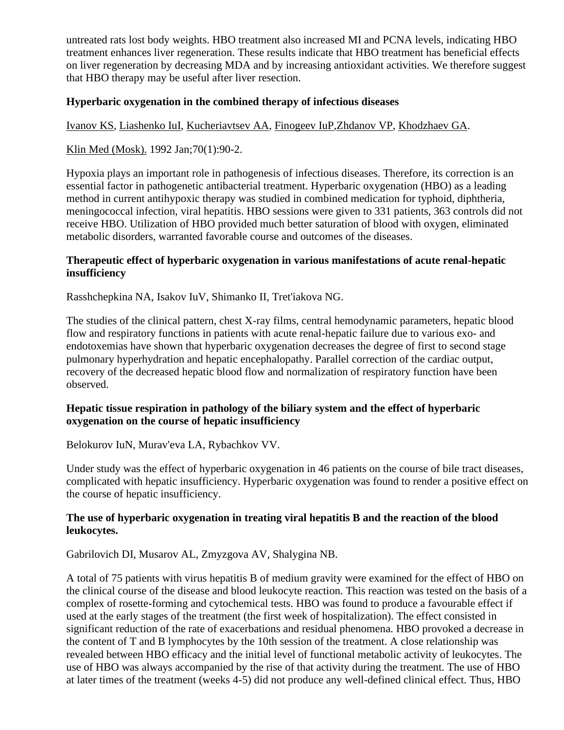untreated rats lost body weights. HBO treatment also increased MI and PCNA levels, indicating HBO treatment enhances liver regeneration. These results indicate that HBO treatment has beneficial effects on liver regeneration by decreasing MDA and by increasing antioxidant activities. We therefore suggest that HBO therapy may be useful after liver resection.

**Hyperbaric oxygenation in the combined therapy of infectious diseases**

Ivanov KS, Liashenko IuI, Kucheriavtsev AA, Finogeev IuP,Zhdanov VP, Khodzhaev GA.

Klin Med (Mosk). 1992 Jan;70(1):90-2.

Hypoxia plays an important role in pathogenesis of infectious diseases. Therefore, its correction is an essential factor in pathogenetic antibacterial treatment. Hyperbaric oxygenation (HBO) as a leading method in current antihypoxic therapy was studied in combined medication for typhoid, diphtheria, meningococcal infection, viral hepatitis. HBO sessions were given to 331 patients, 363 controls did not receive HBO. Utilization of HBO provided much better saturation of blood with oxygen, eliminated metabolic disorders, warranted favorable course and outcomes of the diseases.

**Therapeutic effect of hyperbaric oxygenation in various manifestations of acute renal-hepatic insufficiency**

Rasshchepkina NA, Isakov IuV, Shimanko II, Tret'iakova NG.

The studies of the clinical pattern, chest X-ray films, central hemodynamic parameters, hepatic blood flow and respiratory functions in patients with acute renal-hepatic failure due to various exo- and endotoxemias have shown that hyperbaric oxygenation decreases the degree of first to second stage pulmonary hyperhydration and hepatic encephalopathy. Parallel correction of the cardiac output, recovery of the decreased hepatic blood flow and normalization of respiratory function have been observed.

**Hepatic tissue respiration in pathology of the biliary system and the effect of hyperbaric oxygenation on the course of hepatic insufficiency**

Belokurov IuN, Murav'eva LA, Rybachkov VV.

Under study was the effect of hyperbaric oxygenation in 46 patients on the course of bile tract diseases, complicated with hepatic insufficiency. Hyperbaric oxygenation was found to render a positive effect on the course of hepatic insufficiency.

**The use of hyperbaric oxygenation in treating viral hepatitis B and the reaction of the blood leukocytes.**

Gabrilovich DI, Musarov AL, Zmyzgova AV, Shalygina NB.

A total of 75 patients with virus hepatitis B of medium gravity were examined for the effect of HBO on the clinical course of the disease and blood leukocyte reaction. This reaction was tested on the basis of a complex of rosette-forming and cytochemical tests. HBO was found to produce a favourable effect if used at the early stages of the treatment (the first week of hospitalization). The effect consisted in significant reduction of the rate of exacerbations and residual phenomena. HBO provoked a decrease in the content of T and B lymphocytes by the 10th session of the treatment. A close relationship was revealed between HBO efficacy and the initial level of functional metabolic activity of leukocytes. The use of HBO was always accompanied by the rise of that activity during the treatment. The use of HBO at later times of the treatment (weeks 4-5) did not produce any well-defined clinical effect. Thus, HBO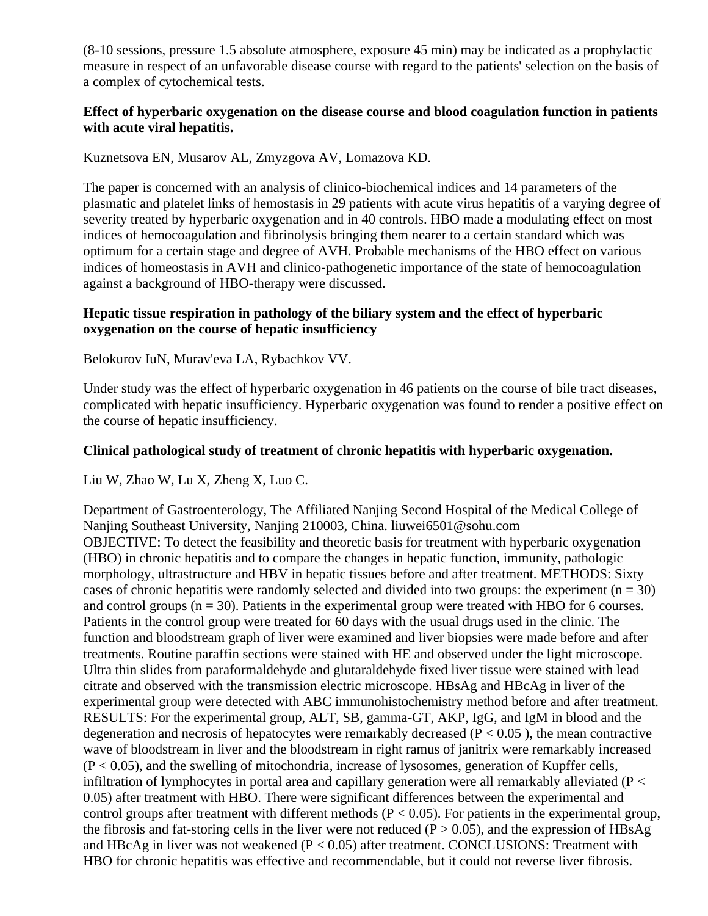(8-10 sessions, pressure 1.5 absolute atmosphere, exposure 45 min) may be indicated as a prophylactic measure in respect of an unfavorable disease course with regard to the patients' selection on the basis of a complex of cytochemical tests.

### Effect of hyperbaric oxygenation on the disease course and blood coagulation function in patients with acute viral hepatitis.

Kuznetsova EN, Musarov AL, Zmyzgova AV, Lomazova KD.

The paper is concerned with an analysis of clinico-biochemical indices and 14 parameters of the plasmatic and platelet links of hemostasis in 29 patients with acute virus hepatitis of a varying degree of severity treated by hyperbaric oxygenation and in 40 controls. HBO made a modulating effect on most indices of hemocoagulation and fibrinolysis bringing them nearer to a certain standard which was optimum for a certain stage and degree of AVH. Probable mechanisms of the HBO effect on various indices of homeostasis in AVH and clinico-pathogenetic importance of the state of hemocoagulation against a background of HBO-therapy were discussed.

### Hepatic tissue respiration in pathology of the biliary system and the effect of hyperbaric oxygenation on the course of hepatic insufficiency

Belokurov IuN, Murav'eva LA, Rybachkov VV.

Under study was the effect of hyperbaric oxygenation in 46 patients on the course of bile tract diseases, complicated with hepatic insufficiency. Hyperbaric oxygenation was found to render a positive effect on the course of hepatic insufficiency.

### Clinical pathological study of treatment of chronic hepatitis with hyperbaric oxygenation.

Liu W, Zhao W, Lu X, Zheng X, Luo C.

Department of Gastroenterology, The Affiliated Nanjing Second Hospital of the Medical College of Nanjing Southeast University, Nanjing 210003, China. liuwei6501@sohu.com
OBJECTIVE: To detect the feasibility and theoretic basis for treatment with hyperbaric oxygenation (HBO) in chronic hepatitis and to compare the changes in hepatic function, immunity, pathologic morphology, ultrastructure and HBV in hepatic tissues before and after treatment. METHODS: Sixty cases of chronic hepatitis were randomly selected and divided into two groups: the experiment ($n = 30$) and control groups ($n = 30$). Patients in the experimental group were treated with HBO for 6 courses. Patients in the control group were treated for 60 days with the usual drugs used in the clinic. The function and bloodstream graph of liver were examined and liver biopsies were made before and after treatments. Routine paraffin sections were stained with HE and observed under the light microscope. Ultra thin slides from paraformaldehyde and glutaraldehyde fixed liver tissue were stained with lead citrate and observed with the transmission electric microscope. HBsAg and HBcAg in liver of the experimental group were detected with ABC immunohistochemistry method before and after treatment. RESULTS: For the experimental group, ALT, SB, gamma-GT, AKP, IgG, and IgM in blood and the degeneration and necrosis of hepatocytes were remarkably decreased ($P < 0.05$ ), the mean contractive wave of bloodstream in liver and the bloodstream in right ramus of janitrix were remarkably increased ($P < 0.05$), and the swelling of mitochondria, increase of lysosomes, generation of Kupffer cells, infiltration of lymphocytes in portal area and capillary generation were all remarkably alleviated ($P < 0.05$) after treatment with HBO. There were significant differences between the experimental and control groups after treatment with different methods ($P < 0.05$). For patients in the experimental group, the fibrosis and fat-storing cells in the liver were not reduced ($P > 0.05$), and the expression of HBsAg and HBcAg in liver was not weakened ($P < 0.05$) after treatment. CONCLUSIONS: Treatment with HBO for chronic hepatitis was effective and recommendable, but it could not reverse liver fibrosis.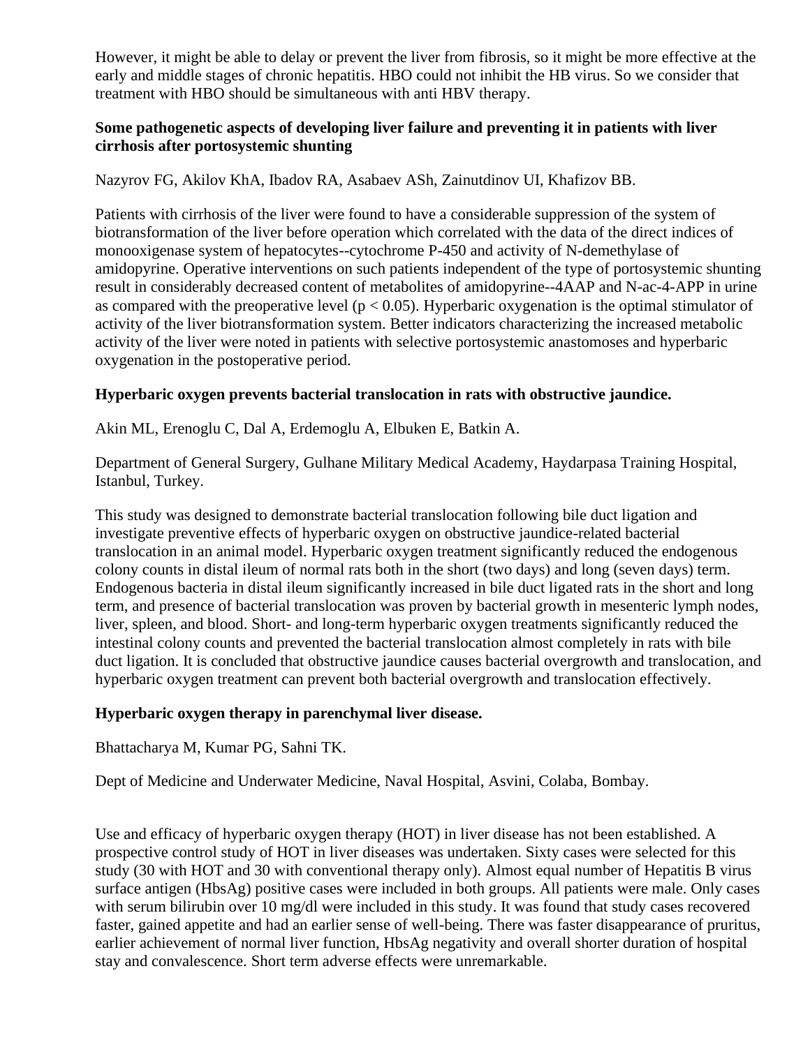However, it might be able to delay or prevent the liver from fibrosis, so it might be more effective at the early and middle stages of chronic hepatitis. HBO could not inhibit the HB virus. So we consider that treatment with HBO should be simultaneous with anti HBV therapy.

**Some pathogenetic aspects of developing liver failure and preventing it in patients with liver cirrhosis after portosystemic shunting**

Nazyrov FG, Akilov KhA, Ibadov RA, Asabaev ASh, Zainutdinov UI, Khafizov BB.

Patients with cirrhosis of the liver were found to have a considerable suppression of the system of biotransformation of the liver before operation which correlated with the data of the direct indices of monooxigenase system of hepatocytes--cytochrome P-450 and activity of N-demethylase of amidopyrine. Operative interventions on such patients independent of the type of portosystemic shunting result in considerably decreased content of metabolites of amidopyrine--4AAP and N-ac-4-APP in urine as compared with the preoperative level ($p < 0.05$). Hyperbaric oxygenation is the optimal stimulator of activity of the liver biotransformation system. Better indicators characterizing the increased metabolic activity of the liver were noted in patients with selective portosystemic anastomoses and hyperbaric oxygenation in the postoperative period.

**Hyperbaric oxygen prevents bacterial translocation in rats with obstructive jaundice.**

Akin ML, Erenoglu C, Dal A, Erdemoglu A, Elbuken E, Batkin A.

Department of General Surgery, Gulhane Military Medical Academy, Haydarpasa Training Hospital, Istanbul, Turkey.

This study was designed to demonstrate bacterial translocation following bile duct ligation and investigate preventive effects of hyperbaric oxygen on obstructive jaundice-related bacterial translocation in an animal model. Hyperbaric oxygen treatment significantly reduced the endogenous colony counts in distal ileum of normal rats both in the short (two days) and long (seven days) term. Endogenous bacteria in distal ileum significantly increased in bile duct ligated rats in the short and long term, and presence of bacterial translocation was proven by bacterial growth in mesenteric lymph nodes, liver, spleen, and blood. Short- and long-term hyperbaric oxygen treatments significantly reduced the intestinal colony counts and prevented the bacterial translocation almost completely in rats with bile duct ligation. It is concluded that obstructive jaundice causes bacterial overgrowth and translocation, and hyperbaric oxygen treatment can prevent both bacterial overgrowth and translocation effectively.

**Hyperbaric oxygen therapy in parenchymal liver disease.**

Bhattacharya M, Kumar PG, Sahni TK.

Dept of Medicine and Underwater Medicine, Naval Hospital, Asvini, Colaba, Bombay.

Use and efficacy of hyperbaric oxygen therapy (HOT) in liver disease has not been established. A prospective control study of HOT in liver diseases was undertaken. Sixty cases were selected for this study (30 with HOT and 30 with conventional therapy only). Almost equal number of Hepatitis B virus surface antigen (HbsAg) positive cases were included in both groups. All patients were male. Only cases with serum bilirubin over 10 mg/dl were included in this study. It was found that study cases recovered faster, gained appetite and had an earlier sense of well-being. There was faster disappearance of pruritus, earlier achievement of normal liver function, HbsAg negativity and overall shorter duration of hospital stay and convalescence. Short term adverse effects were unremarkable.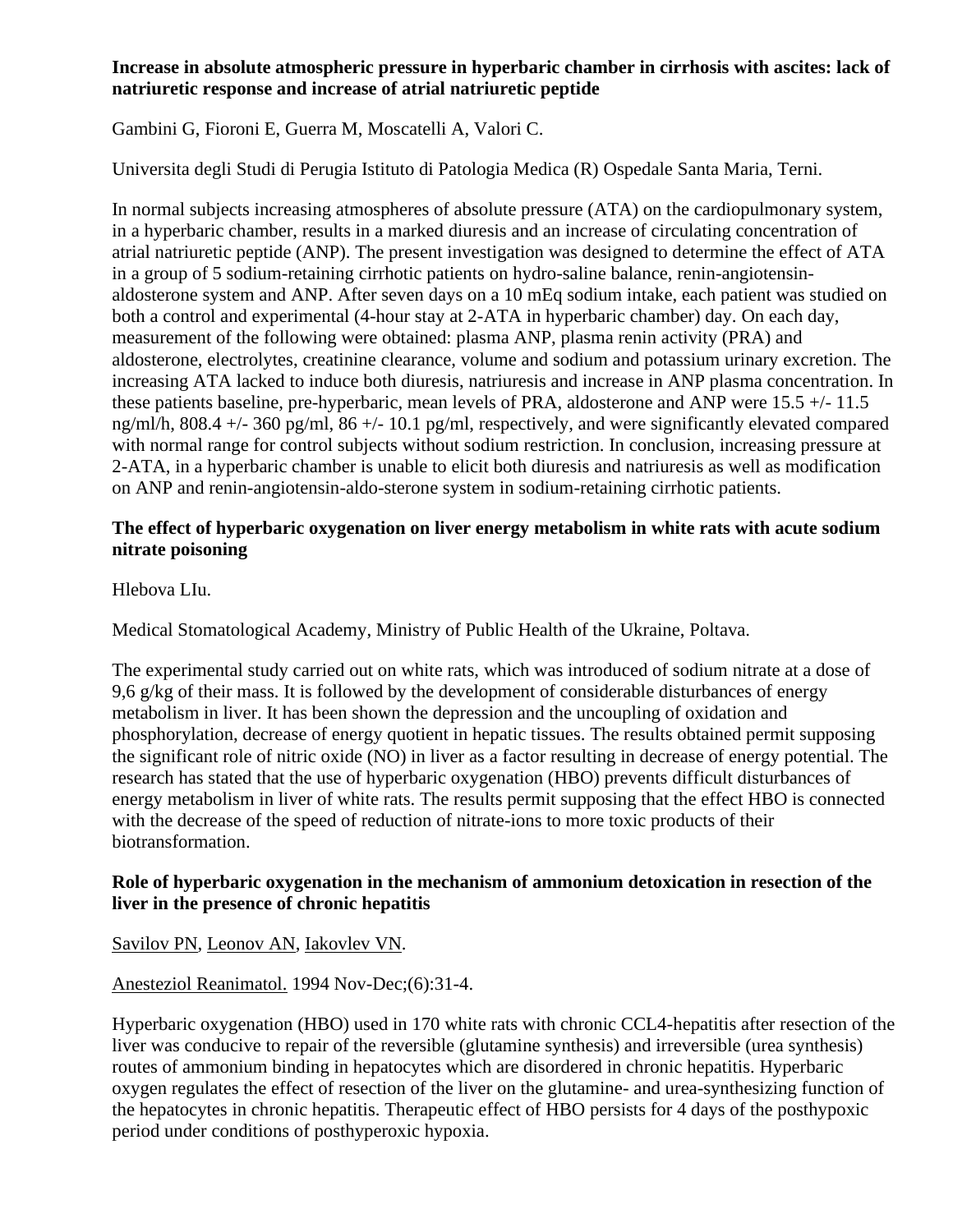**Increase in absolute atmospheric pressure in hyperbaric chamber in cirrhosis with ascites: lack of natriuretic response and increase of atrial natriuretic peptide**

Gambini G, Fioroni E, Guerra M, Moscatelli A, Valori C.

Universita degli Studi di Perugia Istituto di Patologia Medica (R) Ospedale Santa Maria, Terni.

In normal subjects increasing atmospheres of absolute pressure (ATA) on the cardiopulmonary system, in a hyperbaric chamber, results in a marked diuresis and an increase of circulating concentration of atrial natriuretic peptide (ANP). The present investigation was designed to determine the effect of ATA in a group of 5 sodium-retaining cirrhotic patients on hydro-saline balance, renin-angiotensin-aldosterone system and ANP. After seven days on a 10 mEq sodium intake, each patient was studied on both a control and experimental (4-hour stay at 2-ATA in hyperbaric chamber) day. On each day, measurement of the following were obtained: plasma ANP, plasma renin activity (PRA) and aldosterone, electrolytes, creatinine clearance, volume and sodium and potassium urinary excretion. The increasing ATA lacked to induce both diuresis, natriuresis and increase in ANP plasma concentration. In these patients baseline, pre-hyperbaric, mean levels of PRA, aldosterone and ANP were 15.5 +/- 11.5 ng/ml/h, 808.4 +/- 360 pg/ml, 86 +/- 10.1 pg/ml, respectively, and were significantly elevated compared with normal range for control subjects without sodium restriction. In conclusion, increasing pressure at 2-ATA, in a hyperbaric chamber is unable to elicit both diuresis and natriuresis as well as modification on ANP and renin-angiotensin-aldo-sterone system in sodium-retaining cirrhotic patients.

**The effect of hyperbaric oxygenation on liver energy metabolism in white rats with acute sodium nitrate poisoning**

Hlebova LIu.

Medical Stomatological Academy, Ministry of Public Health of the Ukraine, Poltava.

The experimental study carried out on white rats, which was introduced of sodium nitrate at a dose of 9,6 g/kg of their mass. It is followed by the development of considerable disturbances of energy metabolism in liver. It has been shown the depression and the uncoupling of oxidation and phosphorylation, decrease of energy quotient in hepatic tissues. The results obtained permit supposing the significant role of nitric oxide (NO) in liver as a factor resulting in decrease of energy potential. The research has stated that the use of hyperbaric oxygenation (HBO) prevents difficult disturbances of energy metabolism in liver of white rats. The results permit supposing that the effect HBO is connected with the decrease of the speed of reduction of nitrate-ions to more toxic products of their biotransformation.

**Role of hyperbaric oxygenation in the mechanism of ammonium detoxication in resection of the liver in the presence of chronic hepatitis**

Savilov PN, Leonov AN, Iakovlev VN.

Anesteziol Reanimatol. 1994 Nov-Dec;(6):31-4.

Hyperbaric oxygenation (HBO) used in 170 white rats with chronic $CCL_4$-hepatitis after resection of the liver was conducive to repair of the reversible (glutamine synthesis) and irreversible (urea synthesis) routes of ammonium binding in hepatocytes which are disordered in chronic hepatitis. Hyperbaric oxygen regulates the effect of resection of the liver on the glutamine- and urea-synthesizing function of the hepatocytes in chronic hepatitis. Therapeutic effect of HBO persists for 4 days of the posthypoxic period under conditions of posthyperoxic hypoxia.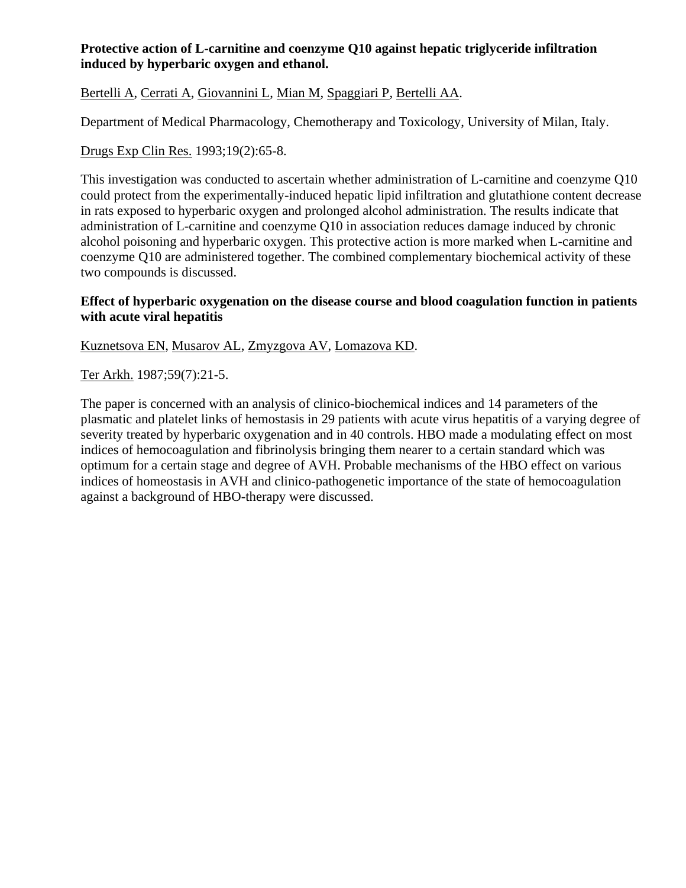**Protective action of L-carnitine and coenzyme Q10 against hepatic triglyceride infiltration induced by hyperbaric oxygen and ethanol.**

Bertelli A, Cerrati A, Giovannini L, Mian M, Spaggiari P, Bertelli AA.

Department of Medical Pharmacology, Chemotherapy and Toxicology, University of Milan, Italy.

Drugs Exp Clin Res. 1993;19(2):65-8.

This investigation was conducted to ascertain whether administration of L-carnitine and coenzyme Q10 could protect from the experimentally-induced hepatic lipid infiltration and glutathione content decrease in rats exposed to hyperbaric oxygen and prolonged alcohol administration. The results indicate that administration of L-carnitine and coenzyme Q10 in association reduces damage induced by chronic alcohol poisoning and hyperbaric oxygen. This protective action is more marked when L-carnitine and coenzyme Q10 are administered together. The combined complementary biochemical activity of these two compounds is discussed.

**Effect of hyperbaric oxygenation on the disease course and blood coagulation function in patients with acute viral hepatitis**

Kuznetsova EN, Musarov AL, Zmyzgova AV, Lomazova KD.

Ter Arkh. 1987;59(7):21-5.

The paper is concerned with an analysis of clinico-biochemical indices and 14 parameters of the plasmatic and platelet links of hemostasis in 29 patients with acute virus hepatitis of a varying degree of severity treated by hyperbaric oxygenation and in 40 controls. HBO made a modulating effect on most indices of hemocoagulation and fibrinolysis bringing them nearer to a certain standard which was optimum for a certain stage and degree of AVH. Probable mechanisms of the HBO effect on various indices of homeostasis in AVH and clinico-pathogenetic importance of the state of hemocoagulation against a background of HBO-therapy were discussed.